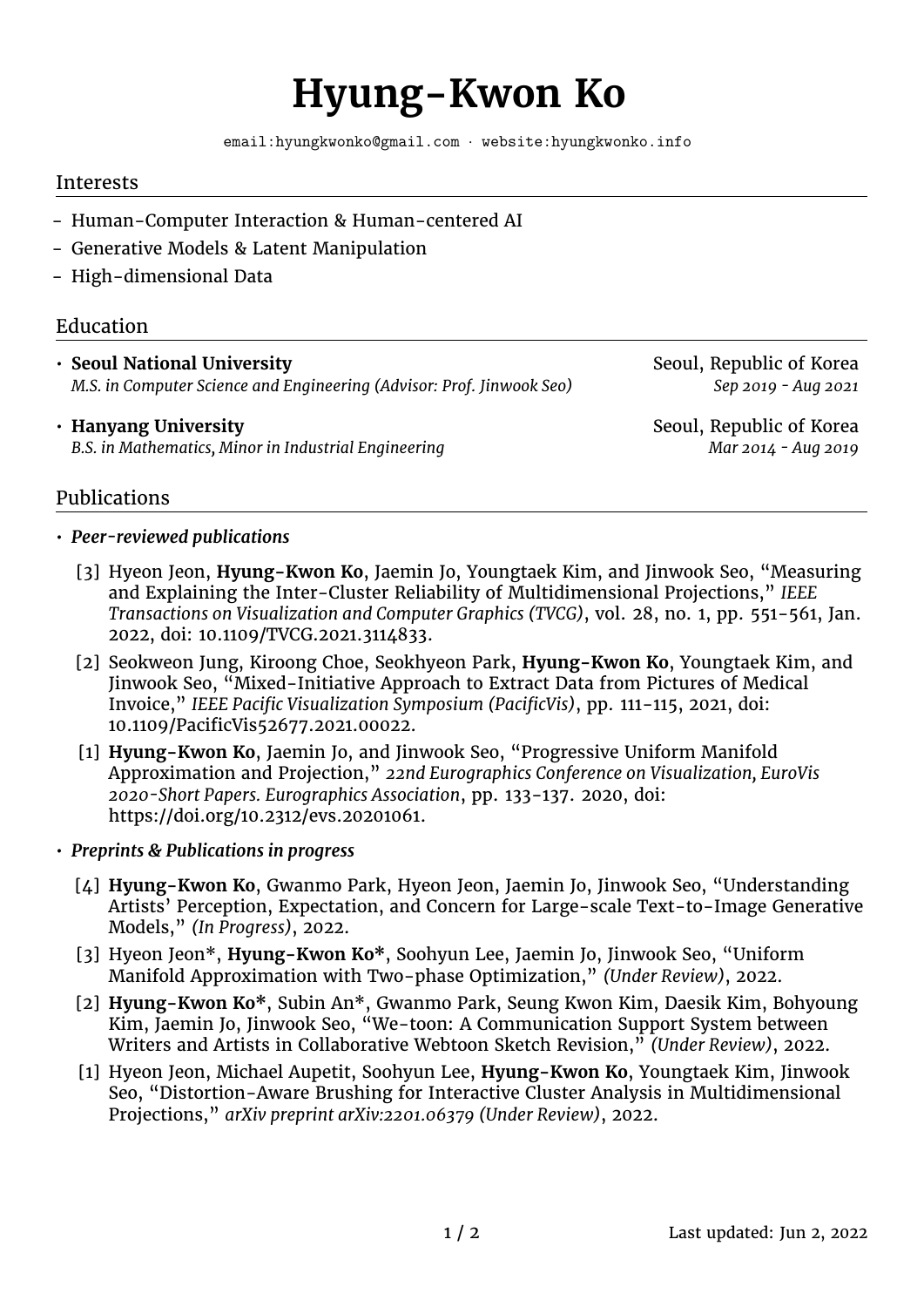# Hyung-Kwon Ko

email:hyungkwonko@gmail.com · website:hyungkwonko.info

## Interests

- Human-Computer Interaction & Human-centered AI
- Generative Models & Latent Manipulation
- High-dimensional Data

## Education

- **Seoul National University** — Seoul, Republic of Korea
  *M.S. in Computer Science and Engineering (Advisor: Prof. Jinwook Seo)* — *Sep 2019 - Aug 2021*
- **Hanyang University** — Seoul, Republic of Korea
  *B.S. in Mathematics, Minor in Industrial Engineering* — *Mar 2014 - Aug 2019*

## Publications

- ***Peer-reviewed publications***

  [3] Hyeon Jeon, **Hyung-Kwon Ko**, Jaemin Jo, Youngtaek Kim, and Jinwook Seo, "Measuring and Explaining the Inter-Cluster Reliability of Multidimensional Projections," *IEEE Transactions on Visualization and Computer Graphics (TVCG)*, vol. 28, no. 1, pp. 551-561, Jan. 2022, doi: 10.1109/TVCG.2021.3114833.

  [2] Seokweon Jung, Kiroong Choe, Seokhyeon Park, **Hyung-Kwon Ko**, Youngtaek Kim, and Jinwook Seo, "Mixed-Initiative Approach to Extract Data from Pictures of Medical Invoice," *IEEE Pacific Visualization Symposium (PacificVis)*, pp. 111-115, 2021, doi: 10.1109/PacificVis52677.2021.00022.

  [1] **Hyung-Kwon Ko**, Jaemin Jo, and Jinwook Seo, "Progressive Uniform Manifold Approximation and Projection," *22nd Eurographics Conference on Visualization, EuroVis 2020-Short Papers. Eurographics Association*, pp. 133-137. 2020, doi: https://doi.org/10.2312/evs.20201061.

- ***Preprints & Publications in progress***

  [4] **Hyung-Kwon Ko**, Gwanmo Park, Hyeon Jeon, Jaemin Jo, Jinwook Seo, "Understanding Artists' Perception, Expectation, and Concern for Large-scale Text-to-Image Generative Models," *(In Progress)*, 2022.

  [3] Hyeon Jeon*, **Hyung-Kwon Ko***, Soohyun Lee, Jaemin Jo, Jinwook Seo, "Uniform Manifold Approximation with Two-phase Optimization," *(Under Review)*, 2022.

  [2] **Hyung-Kwon Ko***, Subin An*, Gwanmo Park, Seung Kwon Kim, Daesik Kim, Bohyoung Kim, Jaemin Jo, Jinwook Seo, "We-toon: A Communication Support System between Writers and Artists in Collaborative Webtoon Sketch Revision," *(Under Review)*, 2022.

  [1] Hyeon Jeon, Michael Aupetit, Soohyun Lee, **Hyung-Kwon Ko**, Youngtaek Kim, Jinwook Seo, "Distortion-Aware Brushing for Interactive Cluster Analysis in Multidimensional Projections," *arXiv preprint arXiv:2201.06379 (Under Review)*, 2022.

Last updated: Jun 2, 2022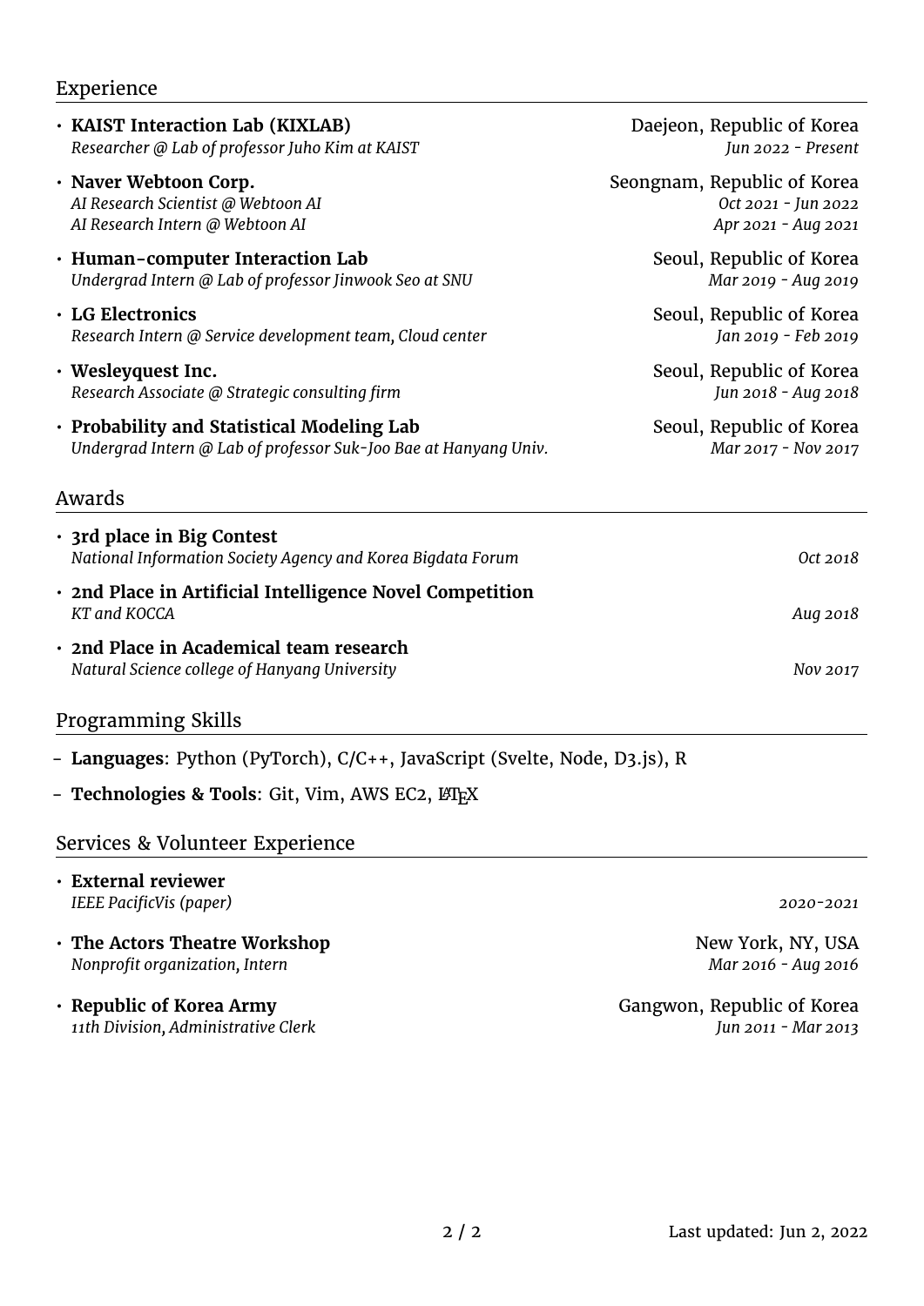## Experience

- **KAIST Interaction Lab (KIXLAB)** — Daejeon, Republic of Korea
  *Researcher @ Lab of professor Juho Kim at KAIST* — *Jun 2022 - Present*
- **Naver Webtoon Corp.** — Seongnam, Republic of Korea
  *AI Research Scientist @ Webtoon AI* — *Oct 2021 - Jun 2022*
  *AI Research Intern @ Webtoon AI* — *Apr 2021 - Aug 2021*
- **Human-computer Interaction Lab** — Seoul, Republic of Korea
  *Undergrad Intern @ Lab of professor Jinwook Seo at SNU* — *Mar 2019 - Aug 2019*
- **LG Electronics** — Seoul, Republic of Korea
  *Research Intern @ Service development team, Cloud center* — *Jan 2019 - Feb 2019*
- **Wesleyquest Inc.** — Seoul, Republic of Korea
  *Research Associate @ Strategic consulting firm* — *Jun 2018 - Aug 2018*
- **Probability and Statistical Modeling Lab** — Seoul, Republic of Korea
  *Undergrad Intern @ Lab of professor Suk-Joo Bae at Hanyang Univ.* — *Mar 2017 - Nov 2017*

## Awards

- **3rd place in Big Contest**
  *National Information Society Agency and Korea Bigdata Forum* — *Oct 2018*
- **2nd Place in Artificial Intelligence Novel Competition**
  *KT and KOCCA* — *Aug 2018*
- **2nd Place in Academical team research**
  *Natural Science college of Hanyang University* — *Nov 2017*

## Programming Skills

- **Languages**: Python (PyTorch), C/C++, JavaScript (Svelte, Node, D3.js), R
- **Technologies & Tools**: Git, Vim, AWS EC2, LaTeX

## Services & Volunteer Experience

- **External reviewer**
  *IEEE PacificVis (paper)* — *2020-2021*
- **The Actors Theatre Workshop** — New York, NY, USA
  *Nonprofit organization, Intern* — *Mar 2016 - Aug 2016*
- **Republic of Korea Army** — Gangwon, Republic of Korea
  *11th Division, Administrative Clerk* — *Jun 2011 - Mar 2013*

Last updated: Jun 2, 2022